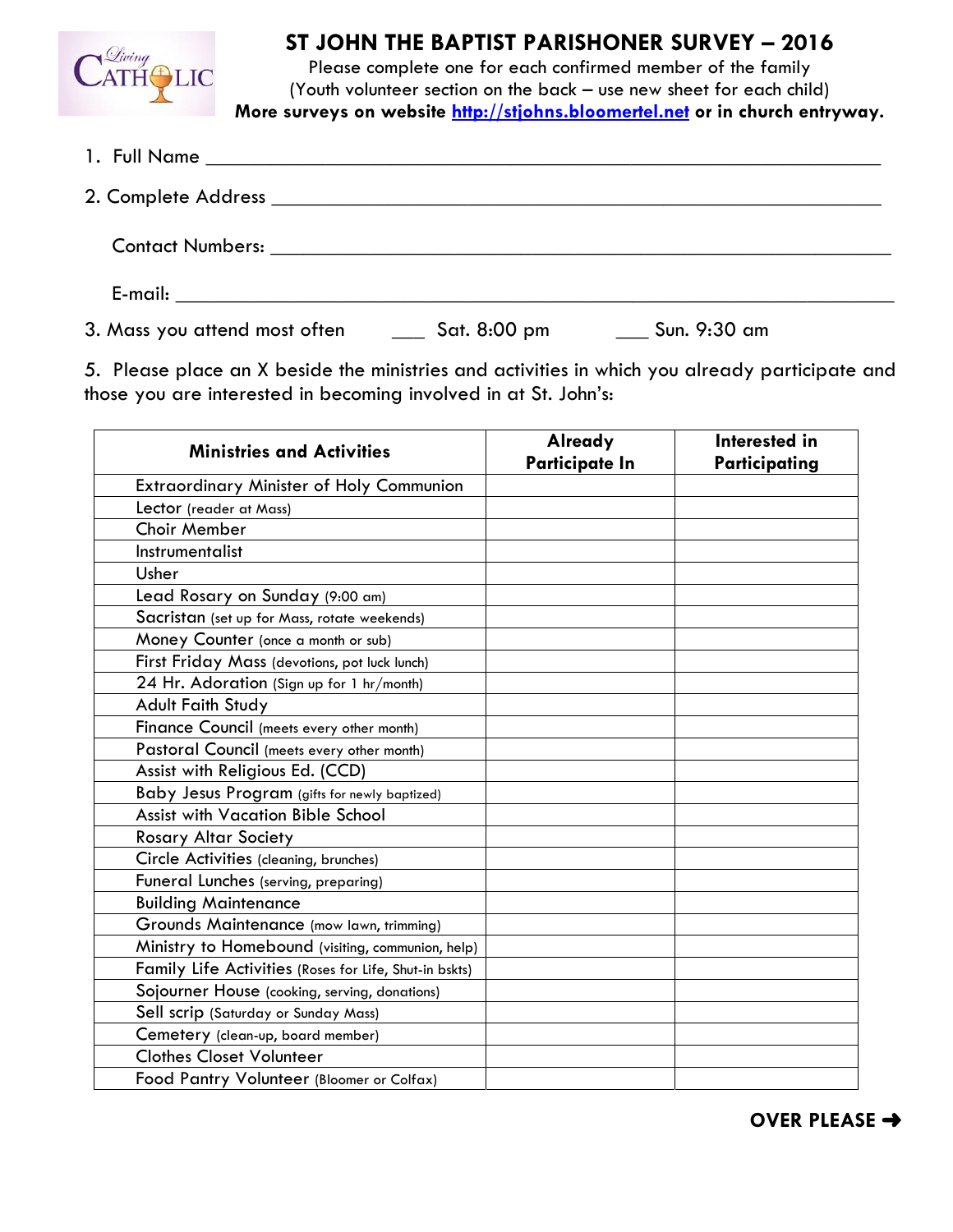# ST JOHN THE BAPTIST PARISHONER SURVEY – 2016

Please complete one for each confirmed member of the family
(Youth volunteer section on the back – use new sheet for each child)
**More surveys on website http://stjohns.bloomertel.net or in church entryway.**

1. Full Name ____________________________________________

2. Complete Address ____________________________________________

   Contact Numbers: ____________________________________________

   E-mail: ____________________________________________

3. Mass you attend most often ___ Sat. 8:00 pm ___ Sun. 9:30 am

5. Please place an X beside the ministries and activities in which you already participate and those you are interested in becoming involved in at St. John's:

| Ministries and Activities | Already Participate In | Interested in Participating |
|---|---|---|
| Extraordinary Minister of Holy Communion | | |
| Lector (reader at Mass) | | |
| Choir Member | | |
| Instrumentalist | | |
| Usher | | |
| Lead Rosary on Sunday (9:00 am) | | |
| Sacristan (set up for Mass, rotate weekends) | | |
| Money Counter (once a month or sub) | | |
| First Friday Mass (devotions, pot luck lunch) | | |
| 24 Hr. Adoration (Sign up for 1 hr/month) | | |
| Adult Faith Study | | |
| Finance Council (meets every other month) | | |
| Pastoral Council (meets every other month) | | |
| Assist with Religious Ed. (CCD) | | |
| Baby Jesus Program (gifts for newly baptized) | | |
| Assist with Vacation Bible School | | |
| Rosary Altar Society | | |
| Circle Activities (cleaning, brunches) | | |
| Funeral Lunches (serving, preparing) | | |
| Building Maintenance | | |
| Grounds Maintenance (mow lawn, trimming) | | |
| Ministry to Homebound (visiting, communion, help) | | |
| Family Life Activities (Roses for Life, Shut-in bskts) | | |
| Sojourner House (cooking, serving, donations) | | |
| Sell scrip (Saturday or Sunday Mass) | | |
| Cemetery (clean-up, board member) | | |
| Clothes Closet Volunteer | | |
| Food Pantry Volunteer (Bloomer or Colfax) | | |

**OVER PLEASE ➜**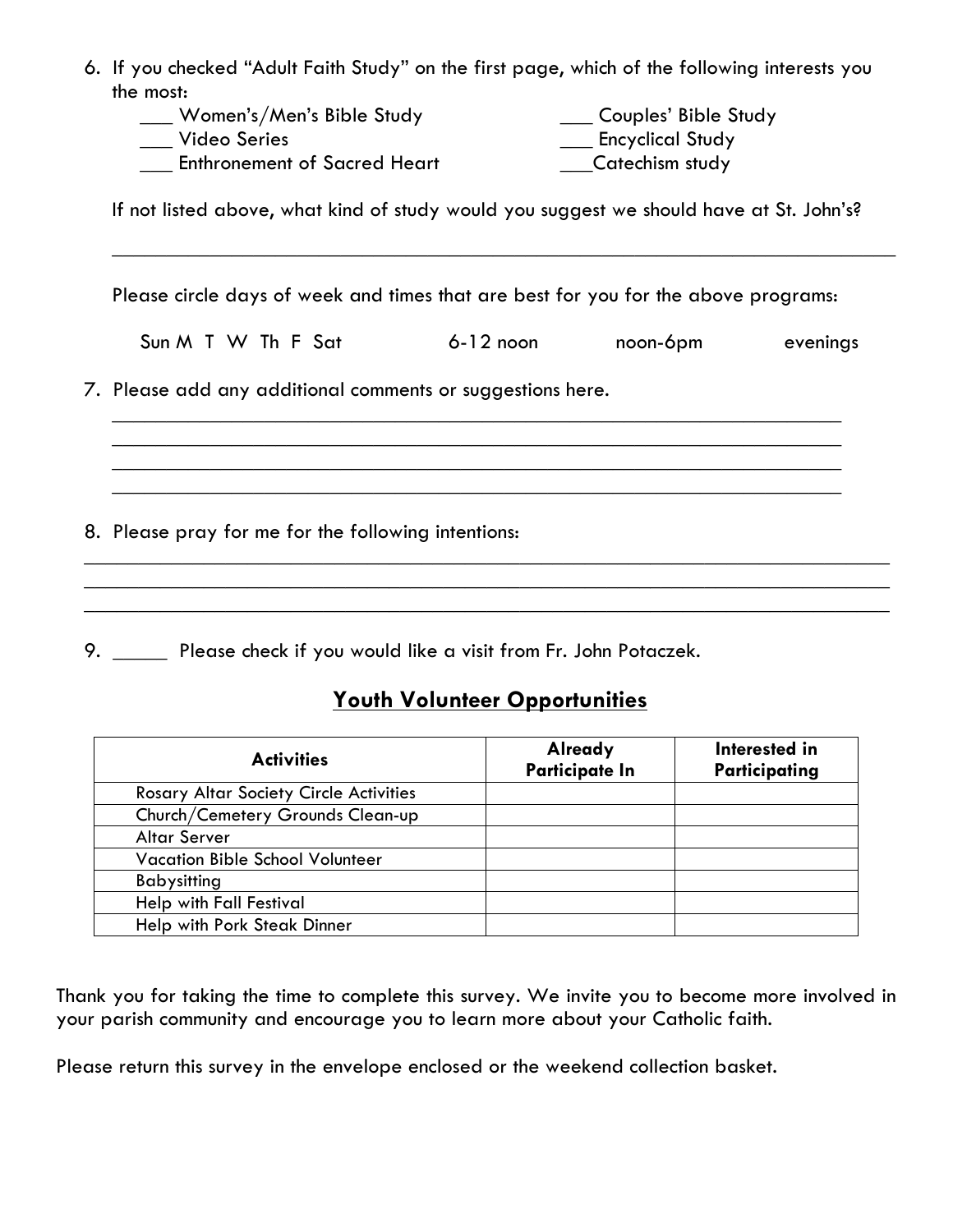6. If you checked "Adult Faith Study" on the first page, which of the following interests you the most:

   ___ Women's/Men's Bible Study
   ___ Couples' Bible Study
   ___ Video Series
   ___ Encyclical Study
   ___ Enthronement of Sacred Heart
   ___Catechism study

   If not listed above, what kind of study would you suggest we should have at St. John's?

   ______________________________________________________________________

   Please circle days of week and times that are best for you for the above programs:

   Sun M T W Th F Sat    6-12 noon    noon-6pm    evenings

7. Please add any additional comments or suggestions here.

   ______________________________________________________________________
   ______________________________________________________________________
   ______________________________________________________________________
   ______________________________________________________________________

8. Please pray for me for the following intentions:

______________________________________________________________________
______________________________________________________________________
______________________________________________________________________

9. _____ Please check if you would like a visit from Fr. John Potaczek.

## Youth Volunteer Opportunities

| Activities | Already Participate In | Interested in Participating |
|---|---|---|
| Rosary Altar Society Circle Activities | | |
| Church/Cemetery Grounds Clean-up | | |
| Altar Server | | |
| Vacation Bible School Volunteer | | |
| Babysitting | | |
| Help with Fall Festival | | |
| Help with Pork Steak Dinner | | |

Thank you for taking the time to complete this survey. We invite you to become more involved in your parish community and encourage you to learn more about your Catholic faith.

Please return this survey in the envelope enclosed or the weekend collection basket.